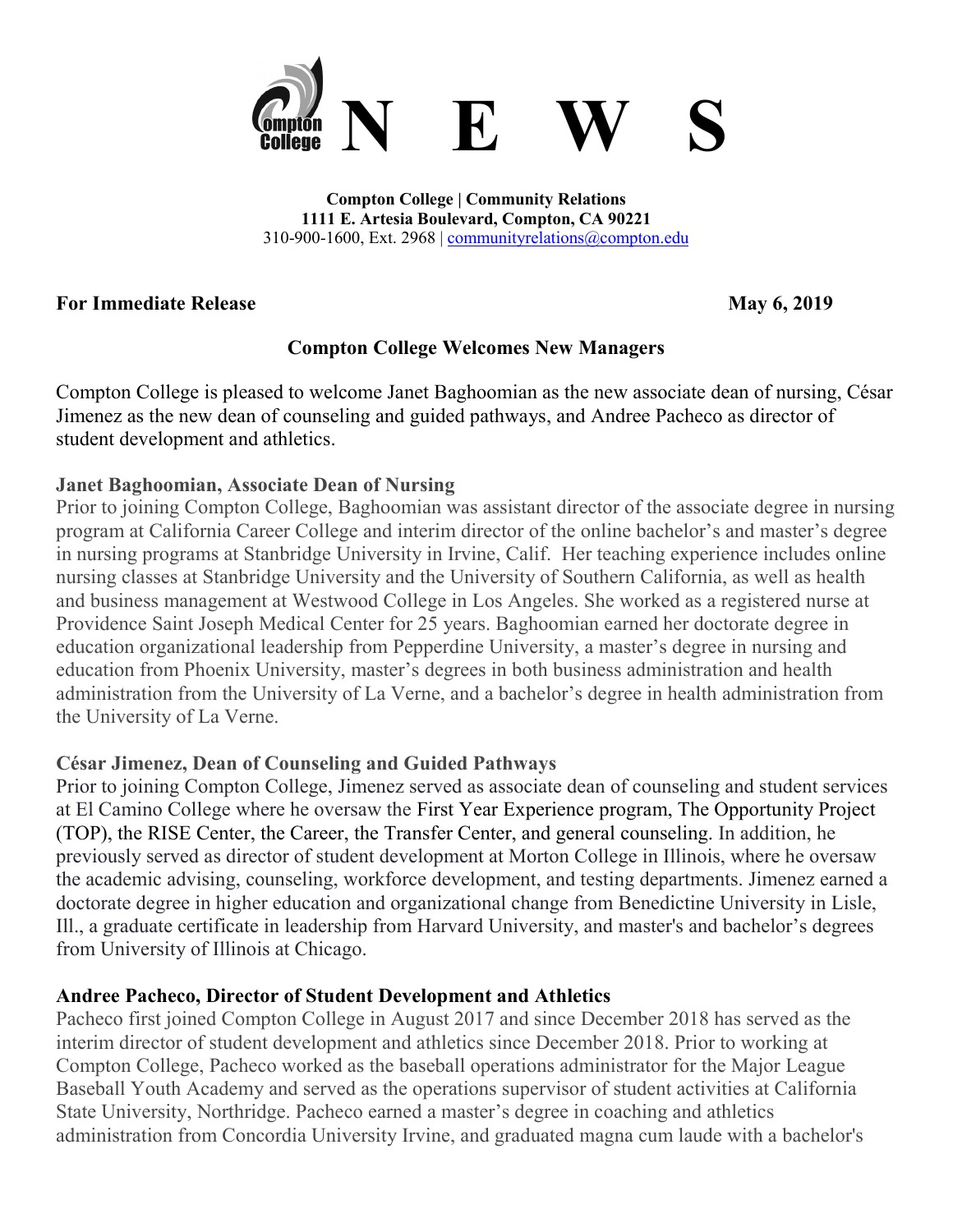# NEWS

**Compton College | Community Relations**
**1111 E. Artesia Boulevard, Compton, CA 90221**
310-900-1600, Ext. 2968 | communityrelations@compton.edu

**For Immediate Release** **May 6, 2019**

## Compton College Welcomes New Managers

Compton College is pleased to welcome Janet Baghoomian as the new associate dean of nursing, César Jimenez as the new dean of counseling and guided pathways, and Andree Pacheco as director of student development and athletics.

### Janet Baghoomian, Associate Dean of Nursing

Prior to joining Compton College, Baghoomian was assistant director of the associate degree in nursing program at California Career College and interim director of the online bachelor's and master's degree in nursing programs at Stanbridge University in Irvine, Calif. Her teaching experience includes online nursing classes at Stanbridge University and the University of Southern California, as well as health and business management at Westwood College in Los Angeles. She worked as a registered nurse at Providence Saint Joseph Medical Center for 25 years. Baghoomian earned her doctorate degree in education organizational leadership from Pepperdine University, a master's degree in nursing and education from Phoenix University, master's degrees in both business administration and health administration from the University of La Verne, and a bachelor's degree in health administration from the University of La Verne.

### César Jimenez, Dean of Counseling and Guided Pathways

Prior to joining Compton College, Jimenez served as associate dean of counseling and student services at El Camino College where he oversaw the First Year Experience program, The Opportunity Project (TOP), the RISE Center, the Career, the Transfer Center, and general counseling. In addition, he previously served as director of student development at Morton College in Illinois, where he oversaw the academic advising, counseling, workforce development, and testing departments. Jimenez earned a doctorate degree in higher education and organizational change from Benedictine University in Lisle, Ill., a graduate certificate in leadership from Harvard University, and master's and bachelor's degrees from University of Illinois at Chicago.

### Andree Pacheco, Director of Student Development and Athletics

Pacheco first joined Compton College in August 2017 and since December 2018 has served as the interim director of student development and athletics since December 2018. Prior to working at Compton College, Pacheco worked as the baseball operations administrator for the Major League Baseball Youth Academy and served as the operations supervisor of student activities at California State University, Northridge. Pacheco earned a master's degree in coaching and athletics administration from Concordia University Irvine, and graduated magna cum laude with a bachelor's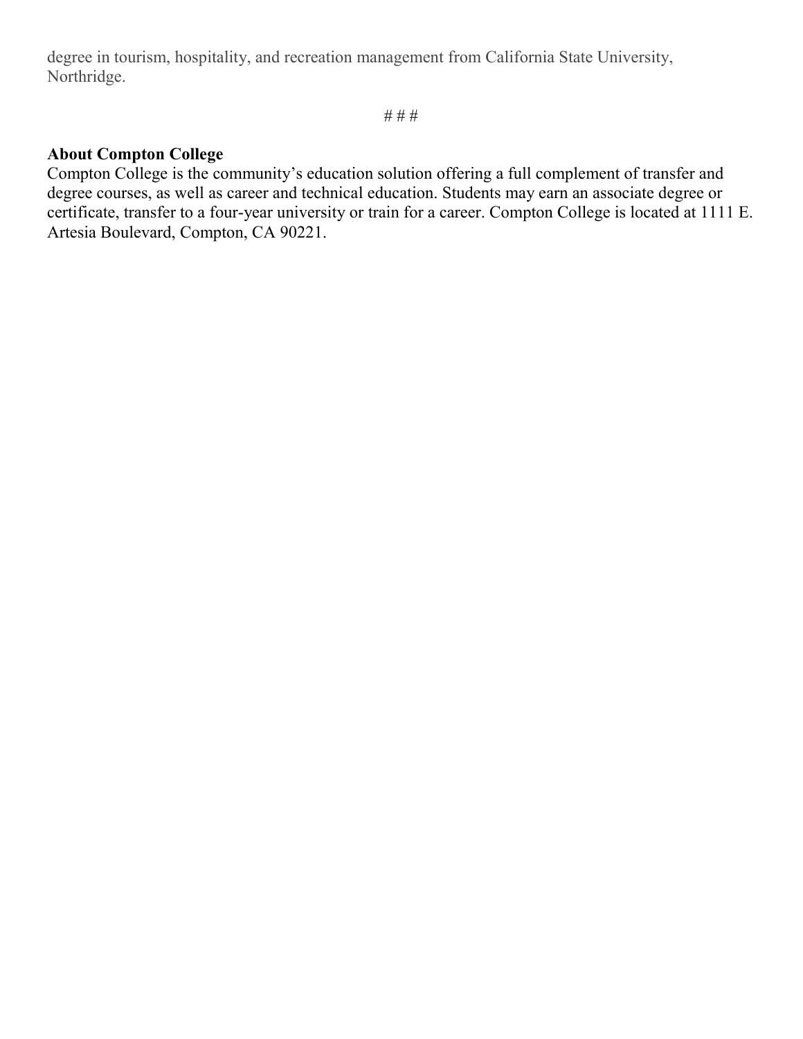degree in tourism, hospitality, and recreation management from California State University, Northridge.

# # #

**About Compton College**

Compton College is the community's education solution offering a full complement of transfer and degree courses, as well as career and technical education. Students may earn an associate degree or certificate, transfer to a four-year university or train for a career. Compton College is located at 1111 E. Artesia Boulevard, Compton, CA 90221.